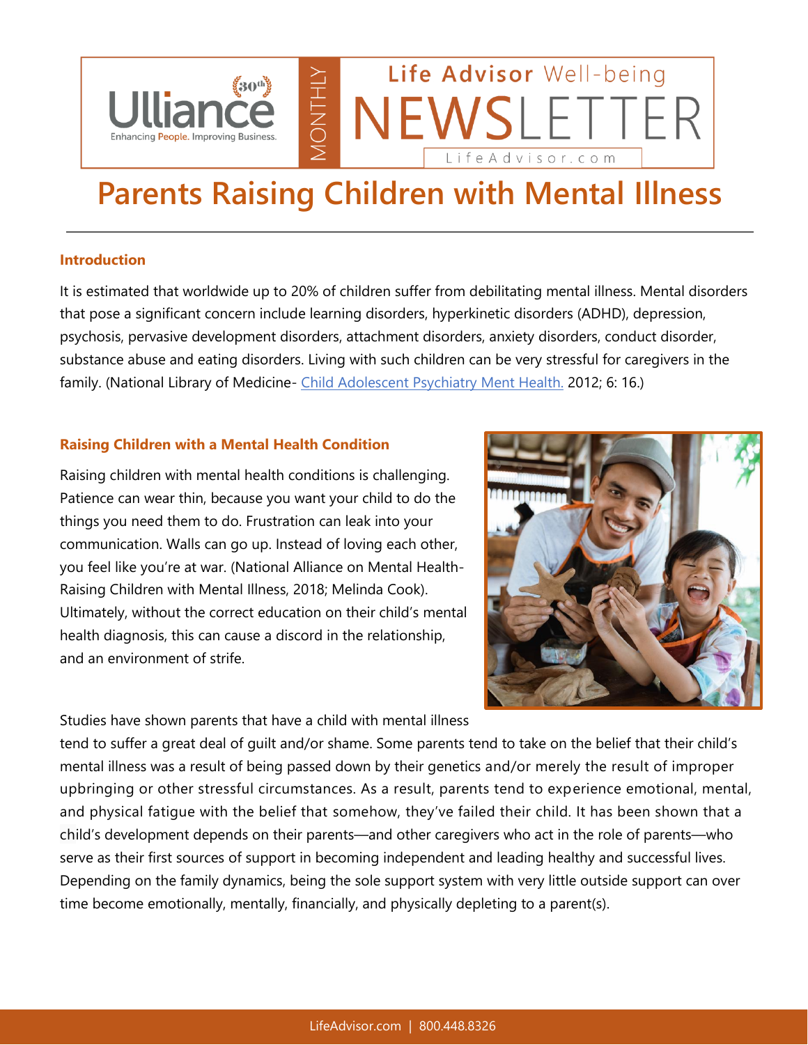# Parents Raising Children with Mental Illness

## Introduction

It is estimated that worldwide up to 20% of children suffer from debilitating mental illness. Mental disorders that pose a significant concern include learning disorders, hyperkinetic disorders (ADHD), depression, psychosis, pervasive development disorders, attachment disorders, anxiety disorders, conduct disorder, substance abuse and eating disorders. Living with such children can be very stressful for caregivers in the family. (National Library of Medicine- Child Adolescent Psychiatry Ment Health. 2012; 6: 16.)

## Raising Children with a Mental Health Condition

Raising children with mental health conditions is challenging. Patience can wear thin, because you want your child to do the things you need them to do. Frustration can leak into your communication. Walls can go up. Instead of loving each other, you feel like you're at war. (National Alliance on Mental Health- Raising Children with Mental Illness, 2018; Melinda Cook). Ultimately, without the correct education on their child's mental health diagnosis, this can cause a discord in the relationship, and an environment of strife.

Studies have shown parents that have a child with mental illness tend to suffer a great deal of guilt and/or shame. Some parents tend to take on the belief that their child's mental illness was a result of being passed down by their genetics and/or merely the result of improper upbringing or other stressful circumstances. As a result, parents tend to experience emotional, mental, and physical fatigue with the belief that somehow, they've failed their child. It has been shown that a child's development depends on their parents—and other caregivers who act in the role of parents—who serve as their first sources of support in becoming independent and leading healthy and successful lives. Depending on the family dynamics, being the sole support system with very little outside support can over time become emotionally, mentally, financially, and physically depleting to a parent(s).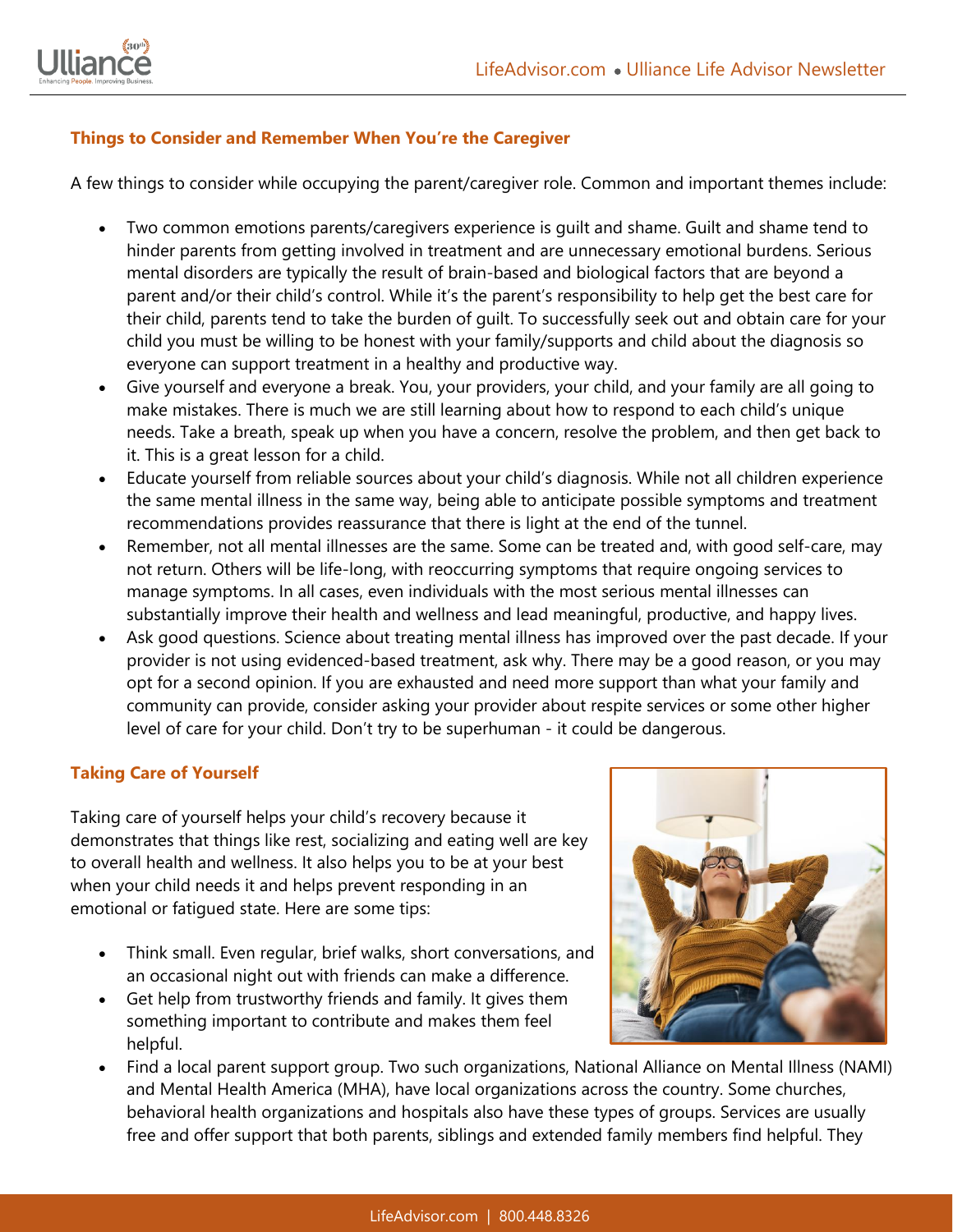### Things to Consider and Remember When You're the Caregiver

A few things to consider while occupying the parent/caregiver role. Common and important themes include:

- Two common emotions parents/caregivers experience is guilt and shame. Guilt and shame tend to hinder parents from getting involved in treatment and are unnecessary emotional burdens. Serious mental disorders are typically the result of brain-based and biological factors that are beyond a parent and/or their child's control. While it's the parent's responsibility to help get the best care for their child, parents tend to take the burden of guilt. To successfully seek out and obtain care for your child you must be willing to be honest with your family/supports and child about the diagnosis so everyone can support treatment in a healthy and productive way.
- Give yourself and everyone a break. You, your providers, your child, and your family are all going to make mistakes. There is much we are still learning about how to respond to each child's unique needs. Take a breath, speak up when you have a concern, resolve the problem, and then get back to it. This is a great lesson for a child.
- Educate yourself from reliable sources about your child's diagnosis. While not all children experience the same mental illness in the same way, being able to anticipate possible symptoms and treatment recommendations provides reassurance that there is light at the end of the tunnel.
- Remember, not all mental illnesses are the same. Some can be treated and, with good self-care, may not return. Others will be life-long, with reoccurring symptoms that require ongoing services to manage symptoms. In all cases, even individuals with the most serious mental illnesses can substantially improve their health and wellness and lead meaningful, productive, and happy lives.
- Ask good questions. Science about treating mental illness has improved over the past decade. If your provider is not using evidenced-based treatment, ask why. There may be a good reason, or you may opt for a second opinion. If you are exhausted and need more support than what your family and community can provide, consider asking your provider about respite services or some other higher level of care for your child. Don't try to be superhuman - it could be dangerous.

### Taking Care of Yourself

Taking care of yourself helps your child's recovery because it demonstrates that things like rest, socializing and eating well are key to overall health and wellness. It also helps you to be at your best when your child needs it and helps prevent responding in an emotional or fatigued state. Here are some tips:

- Think small. Even regular, brief walks, short conversations, and an occasional night out with friends can make a difference.
- Get help from trustworthy friends and family. It gives them something important to contribute and makes them feel helpful.
- Find a local parent support group. Two such organizations, National Alliance on Mental Illness (NAMI) and Mental Health America (MHA), have local organizations across the country. Some churches, behavioral health organizations and hospitals also have these types of groups. Services are usually free and offer support that both parents, siblings and extended family members find helpful. They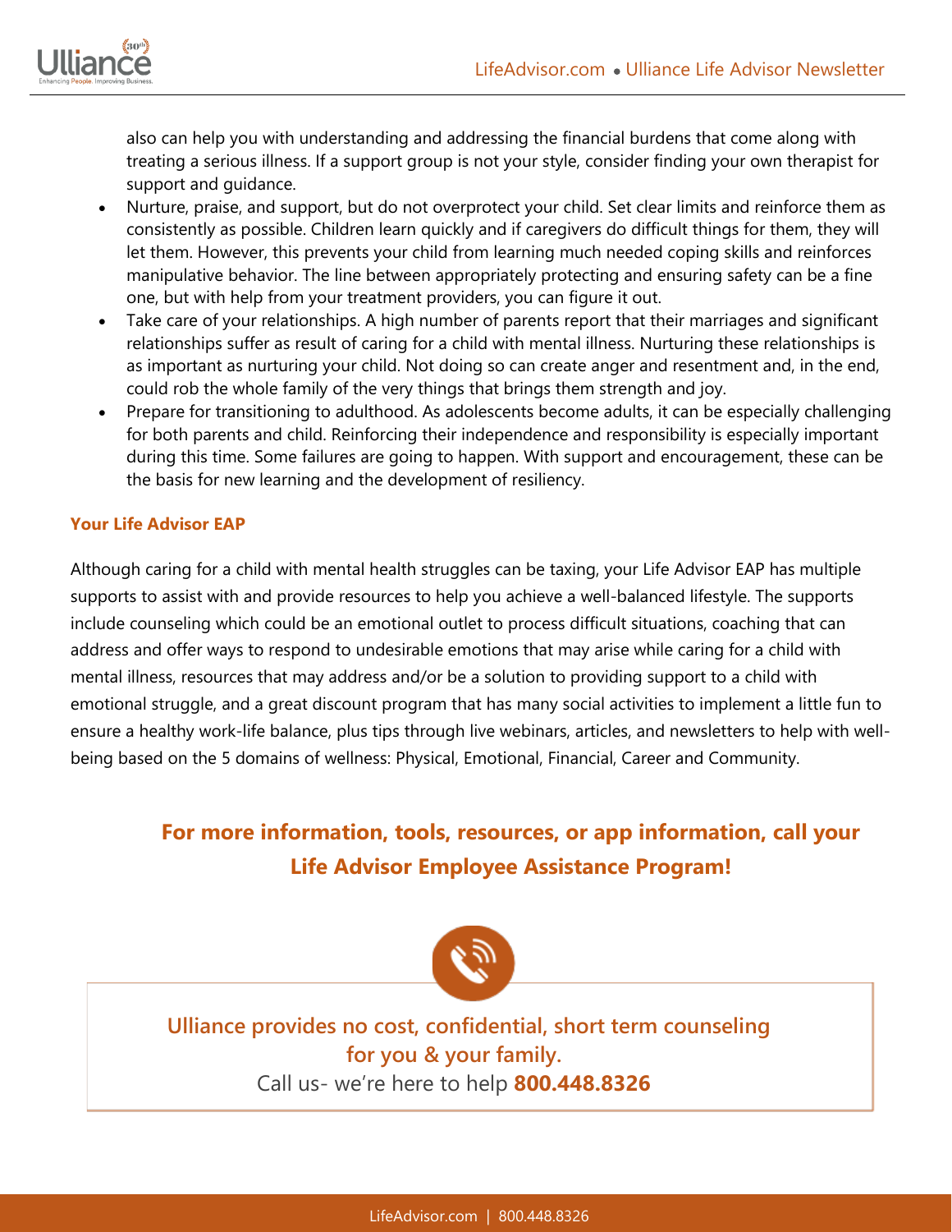also can help you with understanding and addressing the financial burdens that come along with treating a serious illness. If a support group is not your style, consider finding your own therapist for support and guidance.

- Nurture, praise, and support, but do not overprotect your child. Set clear limits and reinforce them as consistently as possible. Children learn quickly and if caregivers do difficult things for them, they will let them. However, this prevents your child from learning much needed coping skills and reinforces manipulative behavior. The line between appropriately protecting and ensuring safety can be a fine one, but with help from your treatment providers, you can figure it out.
- Take care of your relationships. A high number of parents report that their marriages and significant relationships suffer as result of caring for a child with mental illness. Nurturing these relationships is as important as nurturing your child. Not doing so can create anger and resentment and, in the end, could rob the whole family of the very things that brings them strength and joy.
- Prepare for transitioning to adulthood. As adolescents become adults, it can be especially challenging for both parents and child. Reinforcing their independence and responsibility is especially important during this time. Some failures are going to happen. With support and encouragement, these can be the basis for new learning and the development of resiliency.

### Your Life Advisor EAP

Although caring for a child with mental health struggles can be taxing, your Life Advisor EAP has multiple supports to assist with and provide resources to help you achieve a well-balanced lifestyle. The supports include counseling which could be an emotional outlet to process difficult situations, coaching that can address and offer ways to respond to undesirable emotions that may arise while caring for a child with mental illness, resources that may address and/or be a solution to providing support to a child with emotional struggle, and a great discount program that has many social activities to implement a little fun to ensure a healthy work-life balance, plus tips through live webinars, articles, and newsletters to help with well-being based on the 5 domains of wellness: Physical, Emotional, Financial, Career and Community.

**For more information, tools, resources, or app information, call your Life Advisor Employee Assistance Program!**

**Ulliance provides no cost, confidential, short term counseling for you & your family.**

Call us- we're here to help **800.448.8326**